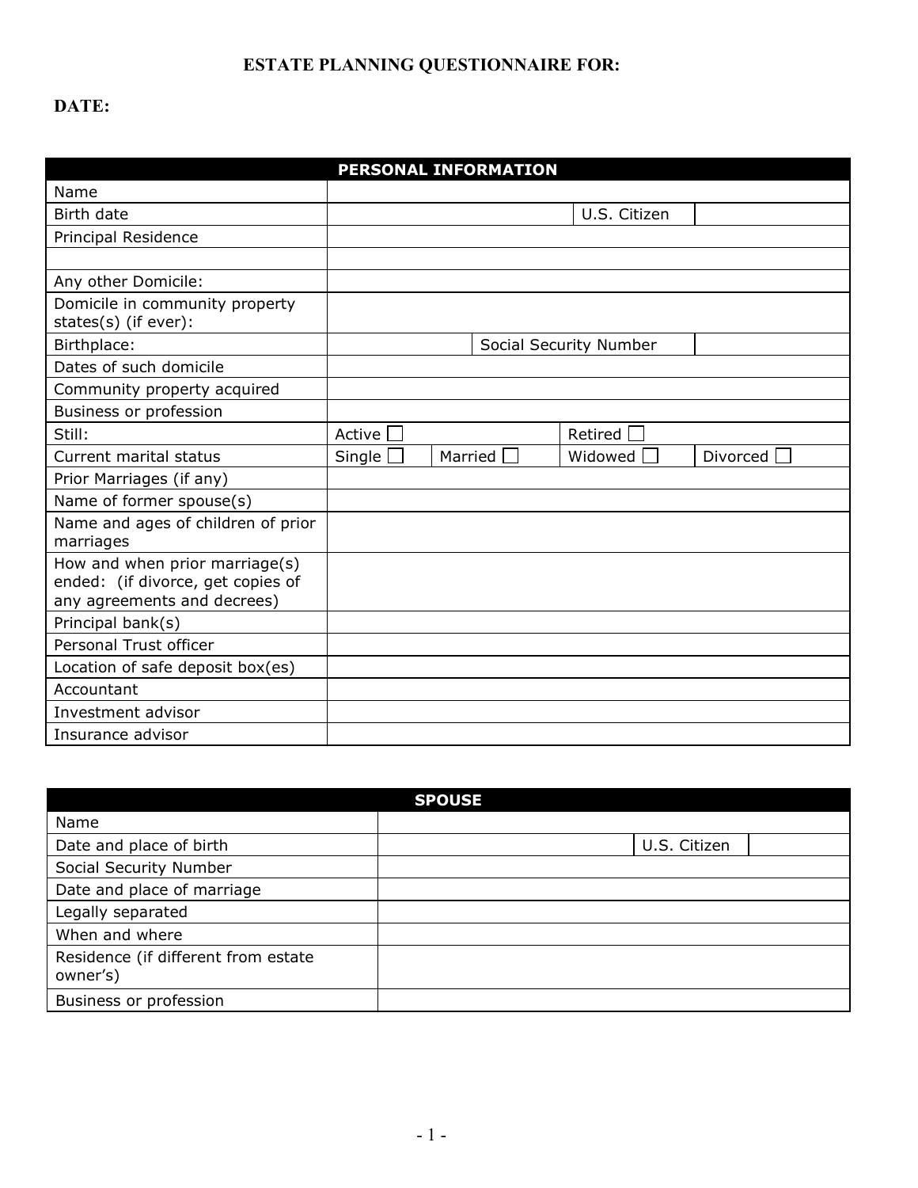# ESTATE PLANNING QUESTIONNAIRE FOR:

**DATE:**

| PERSONAL INFORMATION | | | | |
|---|---|---|---|---|
| Name | | | | |
| Birth date | | | U.S. Citizen | |
| Principal Residence | | | | |
| | | | | |
| Any other Domicile: | | | | |
| Domicile in community property states(s) (if ever): | | | | |
| Birthplace: | | Social Security Number | | |
| Dates of such domicile | | | | |
| Community property acquired | | | | |
| Business or profession | | | | |
| Still: | Active ☐ | | Retired ☐ | |
| Current marital status | Single ☐ | Married ☐ | Widowed ☐ | Divorced ☐ |
| Prior Marriages (if any) | | | | |
| Name of former spouse(s) | | | | |
| Name and ages of children of prior marriages | | | | |
| How and when prior marriage(s) ended: (if divorce, get copies of any agreements and decrees) | | | | |
| Principal bank(s) | | | | |
| Personal Trust officer | | | | |
| Location of safe deposit box(es) | | | | |
| Accountant | | | | |
| Investment advisor | | | | |
| Insurance advisor | | | | |

| SPOUSE | | | |
|---|---|---|---|
| Name | | | |
| Date and place of birth | | U.S. Citizen | |
| Social Security Number | | | |
| Date and place of marriage | | | |
| Legally separated | | | |
| When and where | | | |
| Residence (if different from estate owner's) | | | |
| Business or profession | | | |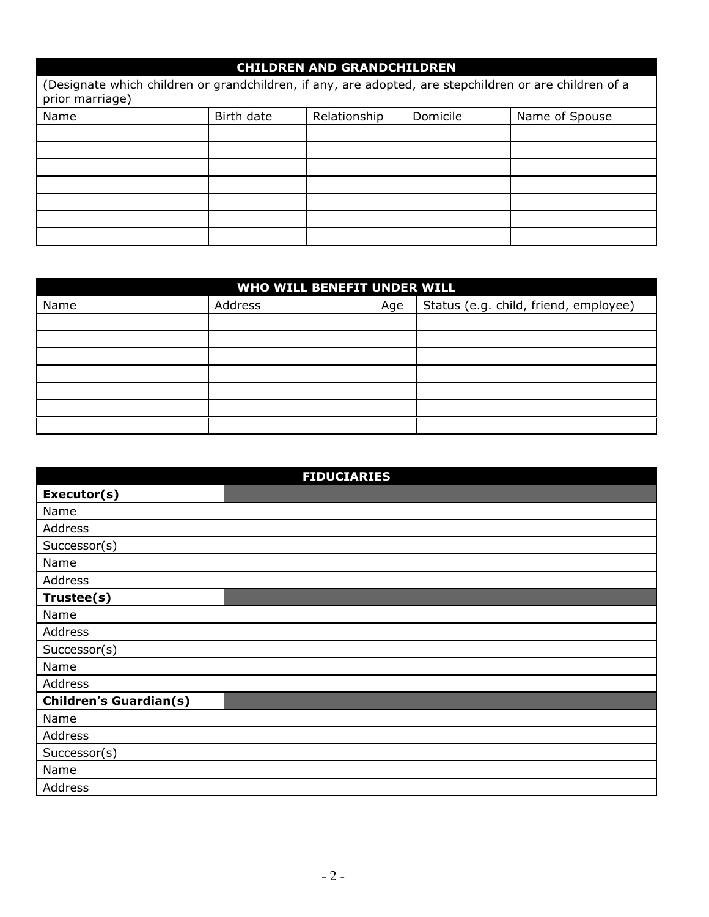## CHILDREN AND GRANDCHILDREN

(Designate which children or grandchildren, if any, are adopted, are stepchildren or are children of a prior marriage)

| Name | Birth date | Relationship | Domicile | Name of Spouse |
|---|---|---|---|---|
| | | | | |
| | | | | |
| | | | | |
| | | | | |
| | | | | |
| | | | | |
| | | | | |

## WHO WILL BENEFIT UNDER WILL

| Name | Address | Age | Status (e.g. child, friend, employee) |
|---|---|---|---|
| | | | |
| | | | |
| | | | |
| | | | |
| | | | |
| | | | |
| | | | |

## FIDUCIARIES

| | |
|---|---|
| **Executor(s)** | |
| Name | |
| Address | |
| Successor(s) | |
| Name | |
| Address | |
| **Trustee(s)** | |
| Name | |
| Address | |
| Successor(s) | |
| Name | |
| Address | |
| **Children's Guardian(s)** | |
| Name | |
| Address | |
| Successor(s) | |
| Name | |
| Address | |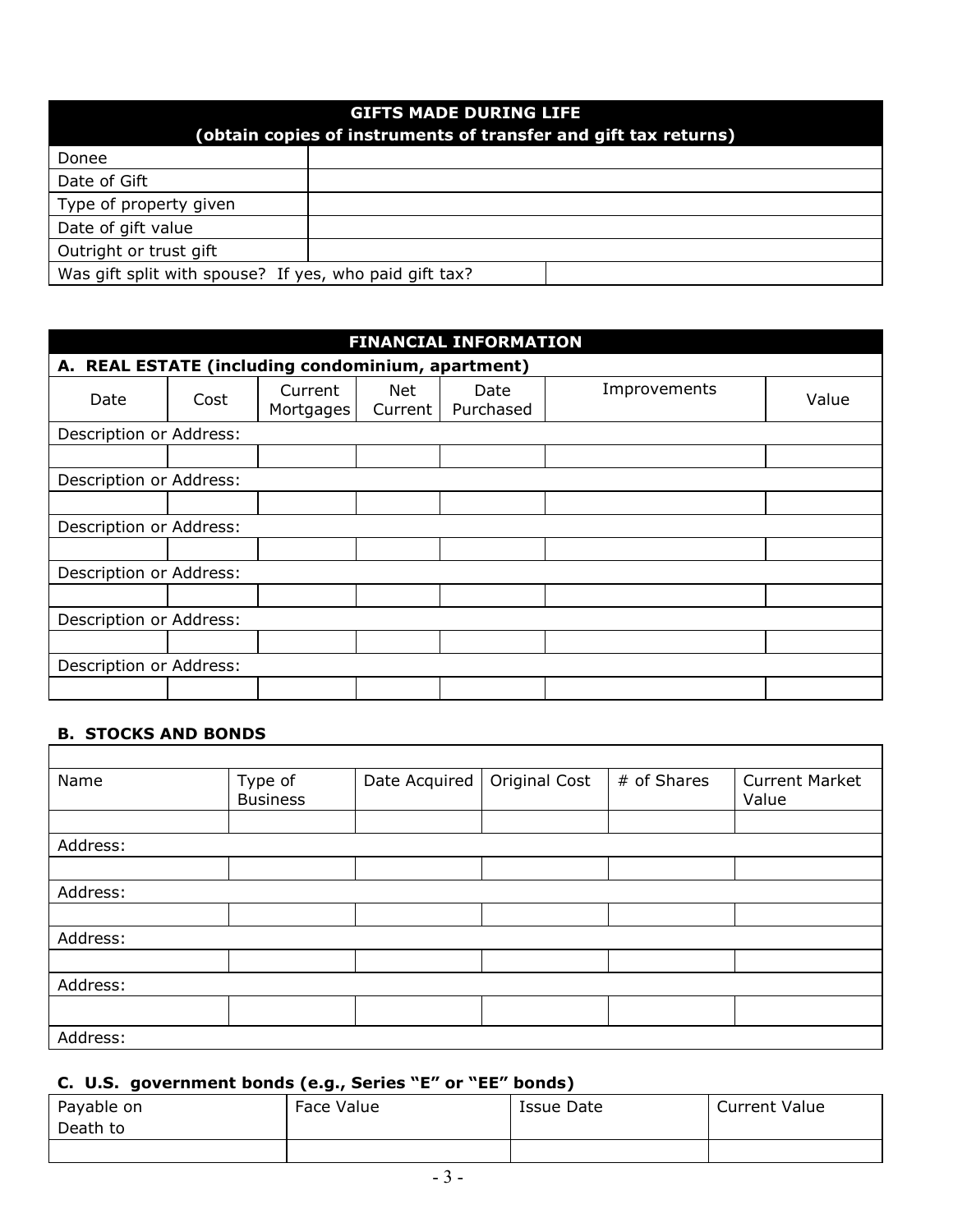| GIFTS MADE DURING LIFE (obtain copies of instruments of transfer and gift tax returns) | |
|---|---|
| Donee | |
| Date of Gift | |
| Type of property given | |
| Date of gift value | |
| Outright or trust gift | |
| Was gift split with spouse? If yes, who paid gift tax? | |

## FINANCIAL INFORMATION

### A. REAL ESTATE (including condominium, apartment)

| Date | Cost | Current Mortgages | Net Current | Date Purchased | Improvements | Value |
|---|---|---|---|---|---|---|
| Description or Address: | | | | | | |
| | | | | | | |
| Description or Address: | | | | | | |
| | | | | | | |
| Description or Address: | | | | | | |
| | | | | | | |
| Description or Address: | | | | | | |
| | | | | | | |
| Description or Address: | | | | | | |
| | | | | | | |
| Description or Address: | | | | | | |
| | | | | | | |

### B. STOCKS AND BONDS

| Name | Type of Business | Date Acquired | Original Cost | # of Shares | Current Market Value |
|---|---|---|---|---|---|
| | | | | | |
| Address: | | | | | |
| | | | | | |
| Address: | | | | | |
| | | | | | |
| Address: | | | | | |
| | | | | | |
| Address: | | | | | |
| | | | | | |
| Address: | | | | | |

### C. U.S. government bonds (e.g., Series "E" or "EE" bonds)

| Payable on Death to | Face Value | Issue Date | Current Value |
|---|---|---|---|
| | | | |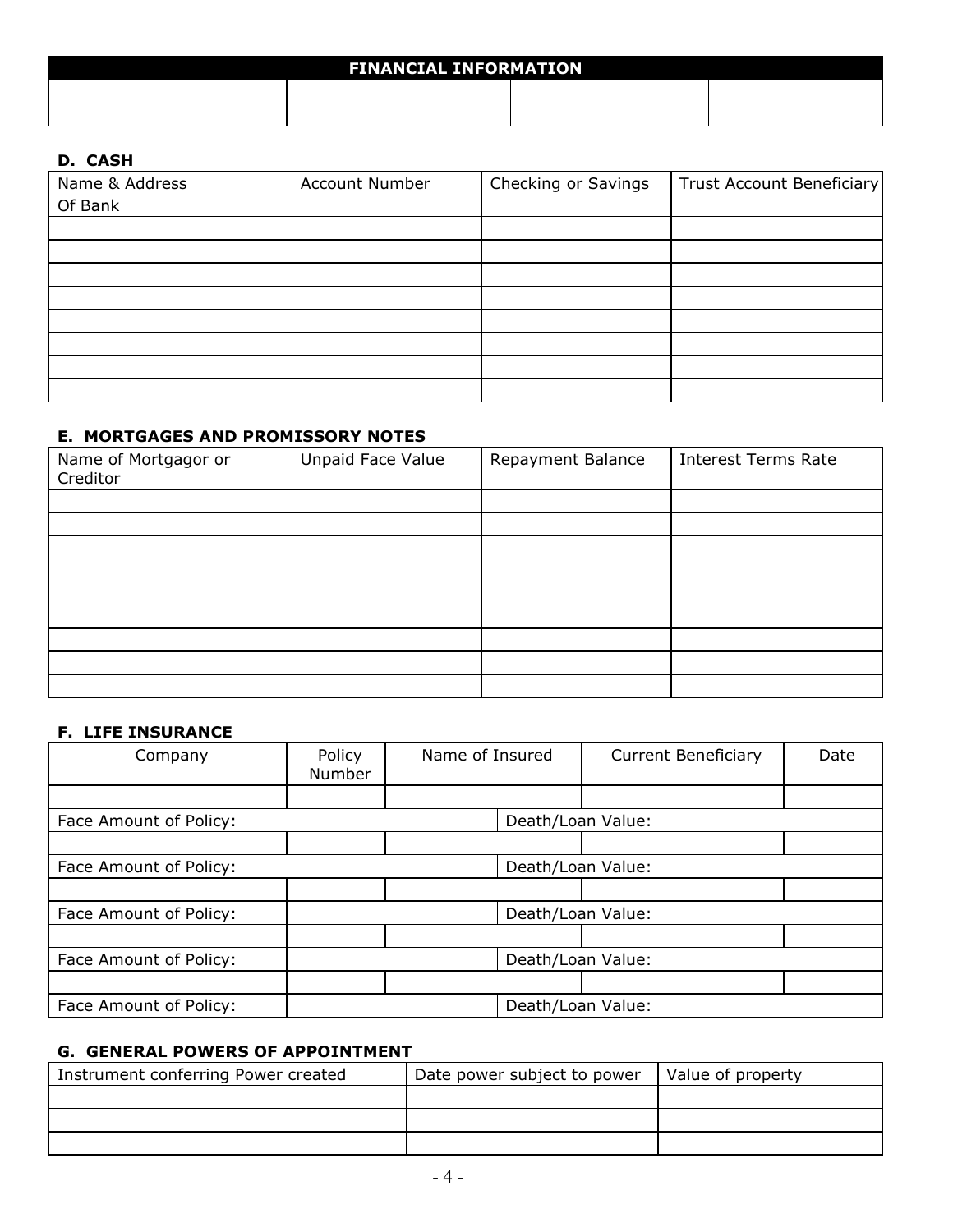## FINANCIAL INFORMATION

| | | | |
|---|---|---|---|
| | | | |
| | | | |

### D. CASH

| Name & Address Of Bank | Account Number | Checking or Savings | Trust Account Beneficiary |
|---|---|---|---|
| | | | |
| | | | |
| | | | |
| | | | |
| | | | |
| | | | |
| | | | |
| | | | |

### E. MORTGAGES AND PROMISSORY NOTES

| Name of Mortgagor or Creditor | Unpaid Face Value | Repayment Balance | Interest Terms Rate |
|---|---|---|---|
| | | | |
| | | | |
| | | | |
| | | | |
| | | | |
| | | | |
| | | | |
| | | | |
| | | | |

### F. LIFE INSURANCE

| Company | Policy Number | Name of Insured | Current Beneficiary | Date |
|---|---|---|---|---|
| | | | | |
| Face Amount of Policy: | | Death/Loan Value: | | |
| | | | | |
| Face Amount of Policy: | | Death/Loan Value: | | |
| | | | | |
| Face Amount of Policy: | | Death/Loan Value: | | |
| | | | | |
| Face Amount of Policy: | | Death/Loan Value: | | |
| | | | | |
| Face Amount of Policy: | | Death/Loan Value: | | |

### G. GENERAL POWERS OF APPOINTMENT

| Instrument conferring Power created | Date power subject to power | Value of property |
|---|---|---|
| | | |
| | | |
| | | |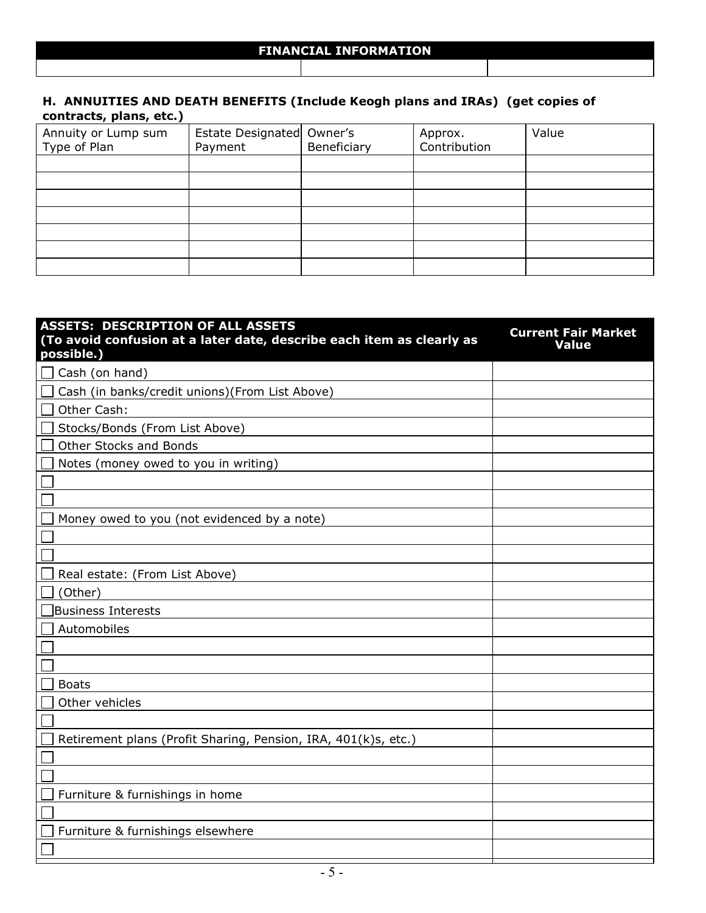## FINANCIAL INFORMATION

| | | |
|---|---|---|
| | | |

**H. ANNUITIES AND DEATH BENEFITS (Include Keogh plans and IRAs) (get copies of contracts, plans, etc.)**

| Annuity or Lump sum Type of Plan | Estate Designated Payment | Owner's Beneficiary | Approx. Contribution | Value |
|---|---|---|---|---|
| | | | | |
| | | | | |
| | | | | |
| | | | | |
| | | | | |
| | | | | |
| | | | | |

| **ASSETS: DESCRIPTION OF ALL ASSETS (To avoid confusion at a later date, describe each item as clearly as possible.)** | **Current Fair Market Value** |
|---|---|
| ☐ Cash (on hand) | |
| ☐ Cash (in banks/credit unions)(From List Above) | |
| ☐ Other Cash: | |
| ☐ Stocks/Bonds (From List Above) | |
| ☐ Other Stocks and Bonds | |
| ☐ Notes (money owed to you in writing) | |
| ☐ | |
| ☐ | |
| ☐ Money owed to you (not evidenced by a note) | |
| ☐ | |
| ☐ | |
| ☐ Real estate: (From List Above) | |
| ☐ (Other) | |
| ☐ Business Interests | |
| ☐ Automobiles | |
| ☐ | |
| ☐ | |
| ☐ Boats | |
| ☐ Other vehicles | |
| ☐ | |
| ☐ Retirement plans (Profit Sharing, Pension, IRA, 401(k)s, etc.) | |
| ☐ | |
| ☐ | |
| ☐ Furniture & furnishings in home | |
| ☐ | |
| ☐ Furniture & furnishings elsewhere | |
| ☐ | |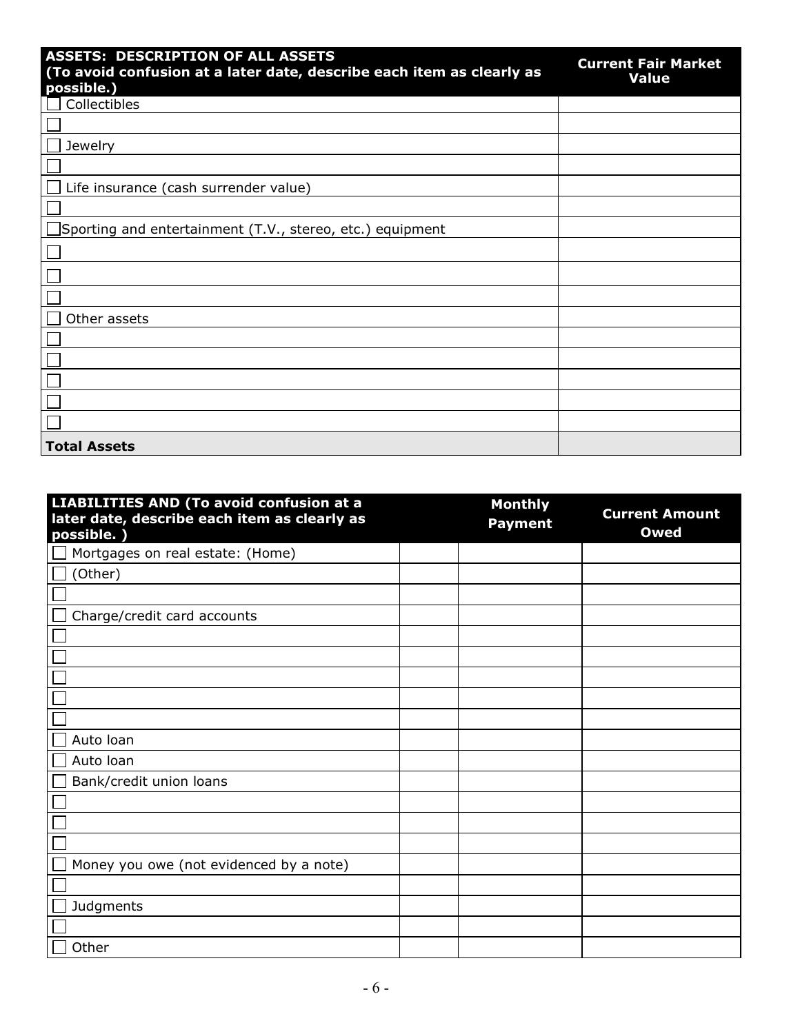| ASSETS: DESCRIPTION OF ALL ASSETS (To avoid confusion at a later date, describe each item as clearly as possible.) | Current Fair Market Value |
|---|---|
| ☐ Collectibles | |
| ☐ | |
| ☐ Jewelry | |
| ☐ | |
| ☐ Life insurance (cash surrender value) | |
| ☐ | |
| ☐ Sporting and entertainment (T.V., stereo, etc.) equipment | |
| ☐ | |
| ☐ | |
| ☐ | |
| ☐ Other assets | |
| ☐ | |
| ☐ | |
| ☐ | |
| ☐ | |
| ☐ | |
| **Total Assets** | |

| LIABILITIES AND (To avoid confusion at a later date, describe each item as clearly as possible. ) | | Monthly Payment | Current Amount Owed |
|---|---|---|---|
| ☐ Mortgages on real estate: (Home) | | | |
| ☐ (Other) | | | |
| ☐ | | | |
| ☐ Charge/credit card accounts | | | |
| ☐ | | | |
| ☐ | | | |
| ☐ | | | |
| ☐ | | | |
| ☐ | | | |
| ☐ Auto loan | | | |
| ☐ Auto loan | | | |
| ☐ Bank/credit union loans | | | |
| ☐ | | | |
| ☐ | | | |
| ☐ | | | |
| ☐ Money you owe (not evidenced by a note) | | | |
| ☐ | | | |
| ☐ Judgments | | | |
| ☐ | | | |
| ☐ Other | | | |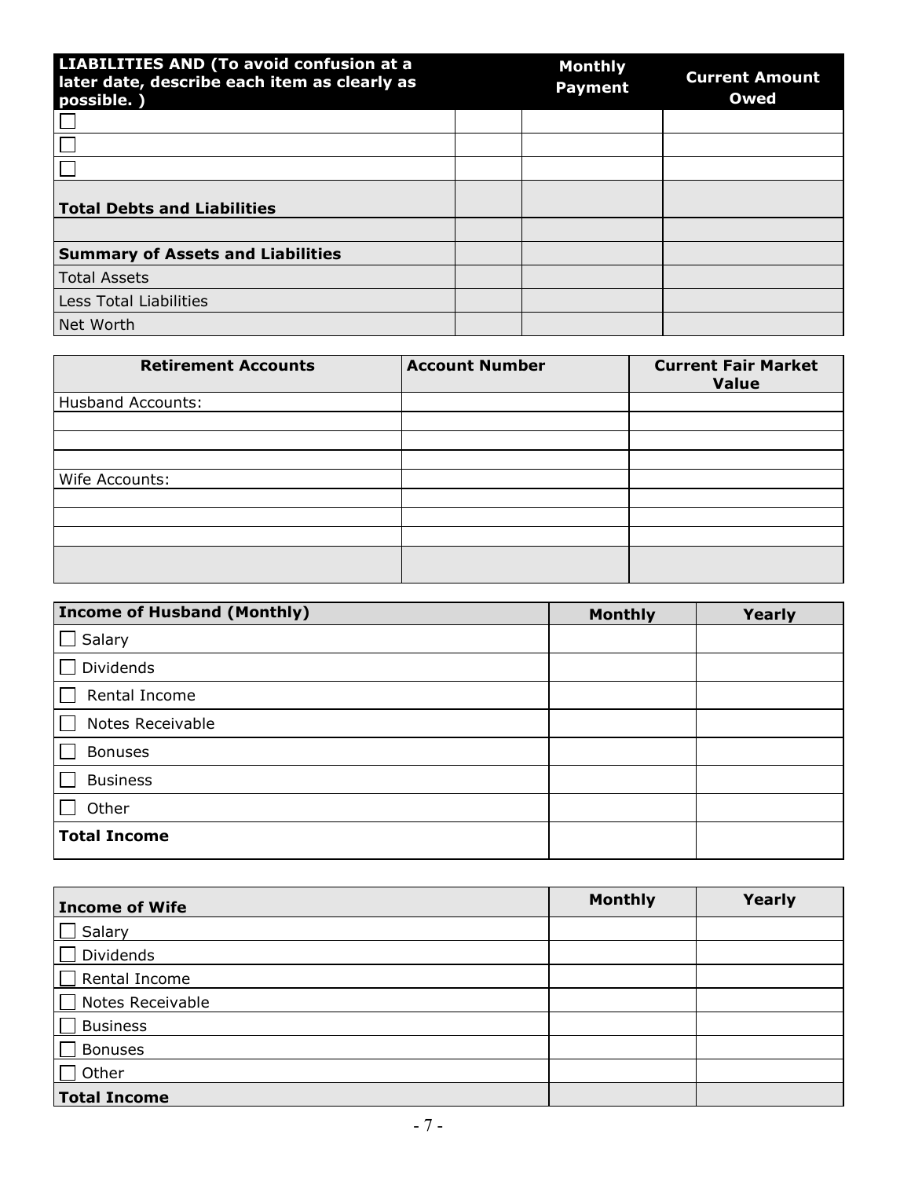| LIABILITIES AND (To avoid confusion at a later date, describe each item as clearly as possible. ) | | Monthly Payment | Current Amount Owed |
|---|---|---|---|
| ☐ | | | |
| ☐ | | | |
| ☐ | | | |
| **Total Debts and Liabilities** | | | |
| | | | |
| **Summary of Assets and Liabilities** | | | |
| Total Assets | | | |
| Less Total Liabilities | | | |
| Net Worth | | | |

| Retirement Accounts | Account Number | Current Fair Market Value |
|---|---|---|
| Husband Accounts: | | |
| | | |
| | | |
| | | |
| Wife Accounts: | | |
| | | |
| | | |
| | | |
| | | |

| Income of Husband (Monthly) | Monthly | Yearly |
|---|---|---|
| ☐ Salary | | |
| ☐ Dividends | | |
| ☐ Rental Income | | |
| ☐ Notes Receivable | | |
| ☐ Bonuses | | |
| ☐ Business | | |
| ☐ Other | | |
| **Total Income** | | |

| Income of Wife | Monthly | Yearly |
|---|---|---|
| ☐ Salary | | |
| ☐ Dividends | | |
| ☐ Rental Income | | |
| ☐ Notes Receivable | | |
| ☐ Business | | |
| ☐ Bonuses | | |
| ☐ Other | | |
| **Total Income** | | |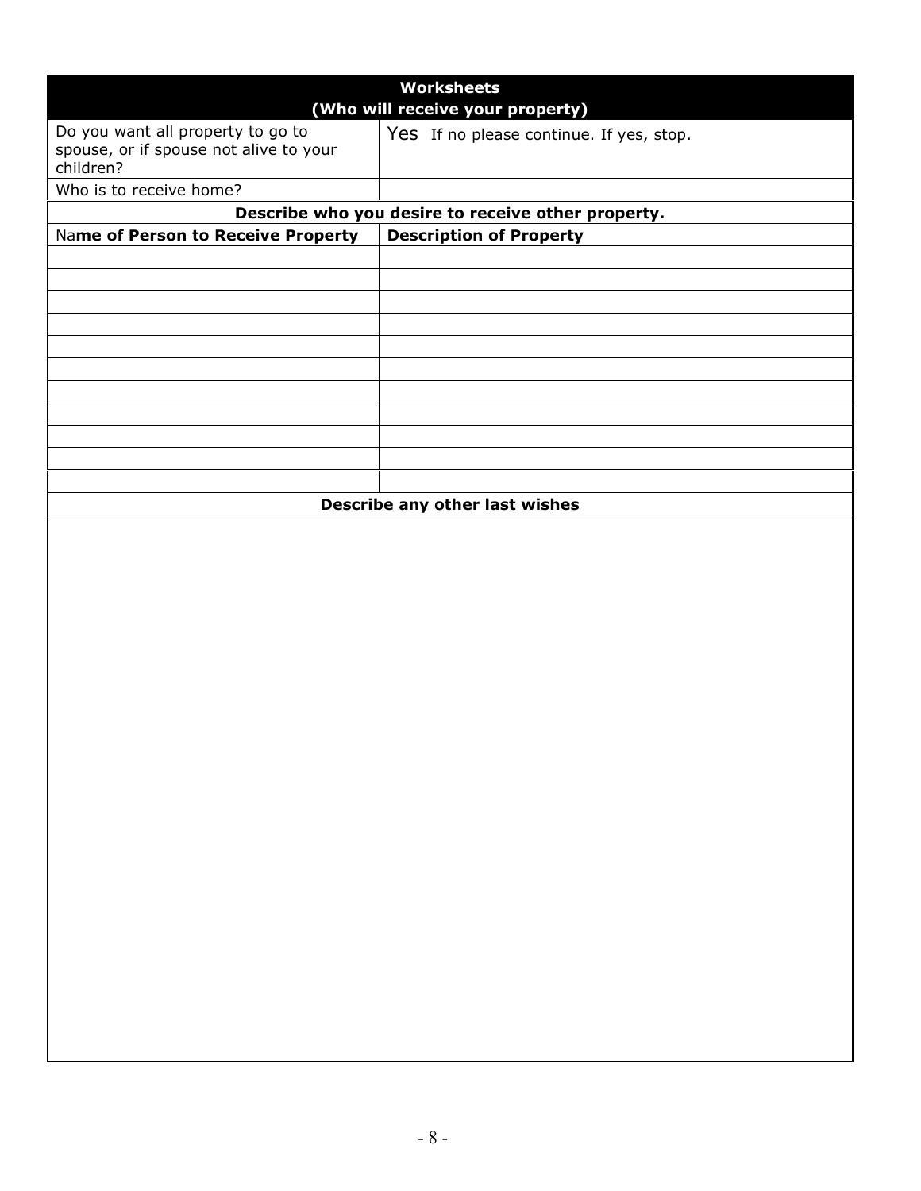| **Worksheets (Who will receive your property)** | |
|---|---|
| Do you want all property to go to spouse, or if spouse not alive to your children? | Yes If no please continue. If yes, stop. |
| Who is to receive home? | |
| **Describe who you desire to receive other property.** | |
| **Name of Person to Receive Property** | **Description of Property** |
| | |
| | |
| | |
| | |
| | |
| | |
| | |
| | |
| | |
| | |
| | |
| **Describe any other last wishes** | |
| | |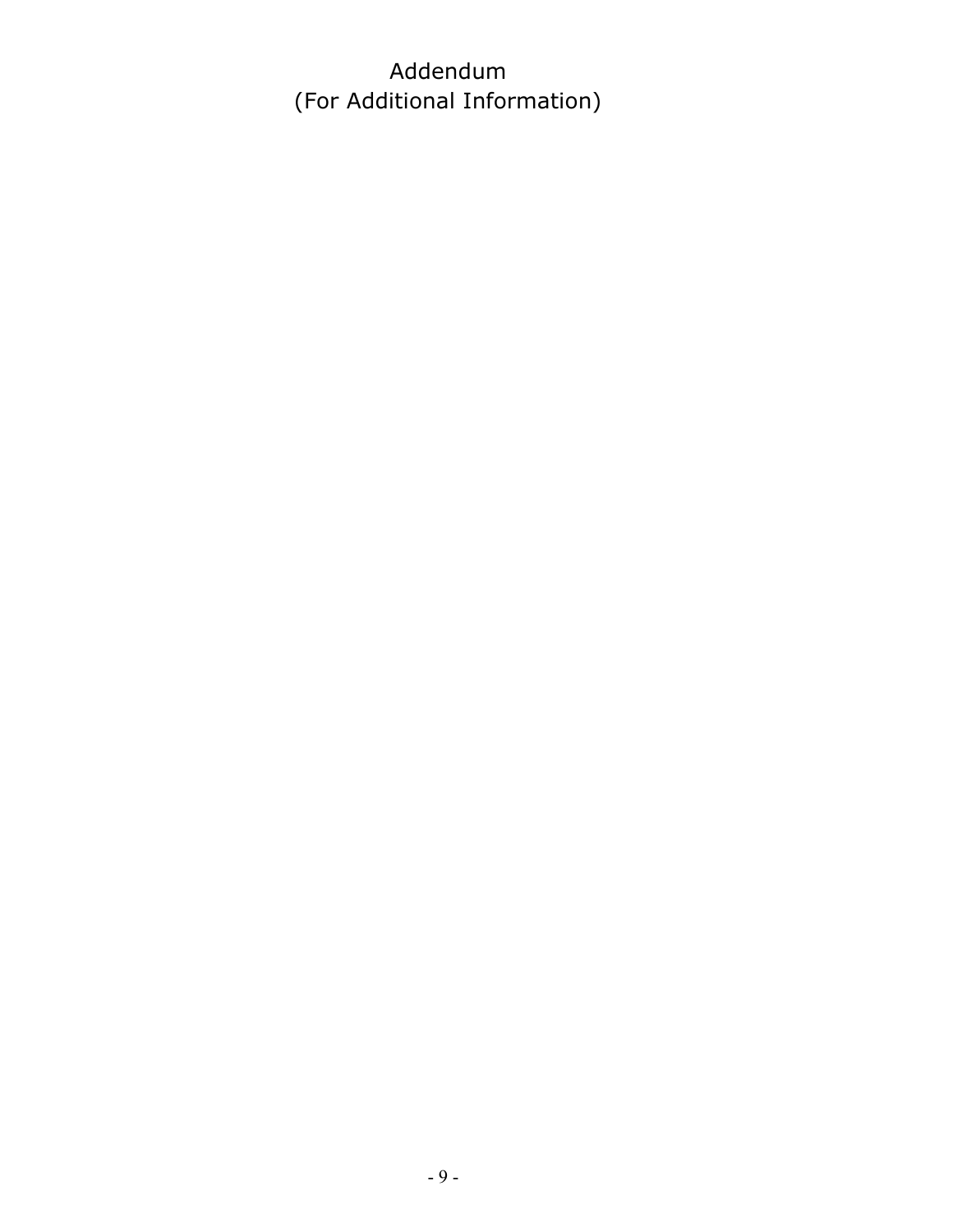# Addendum
## (For Additional Information)